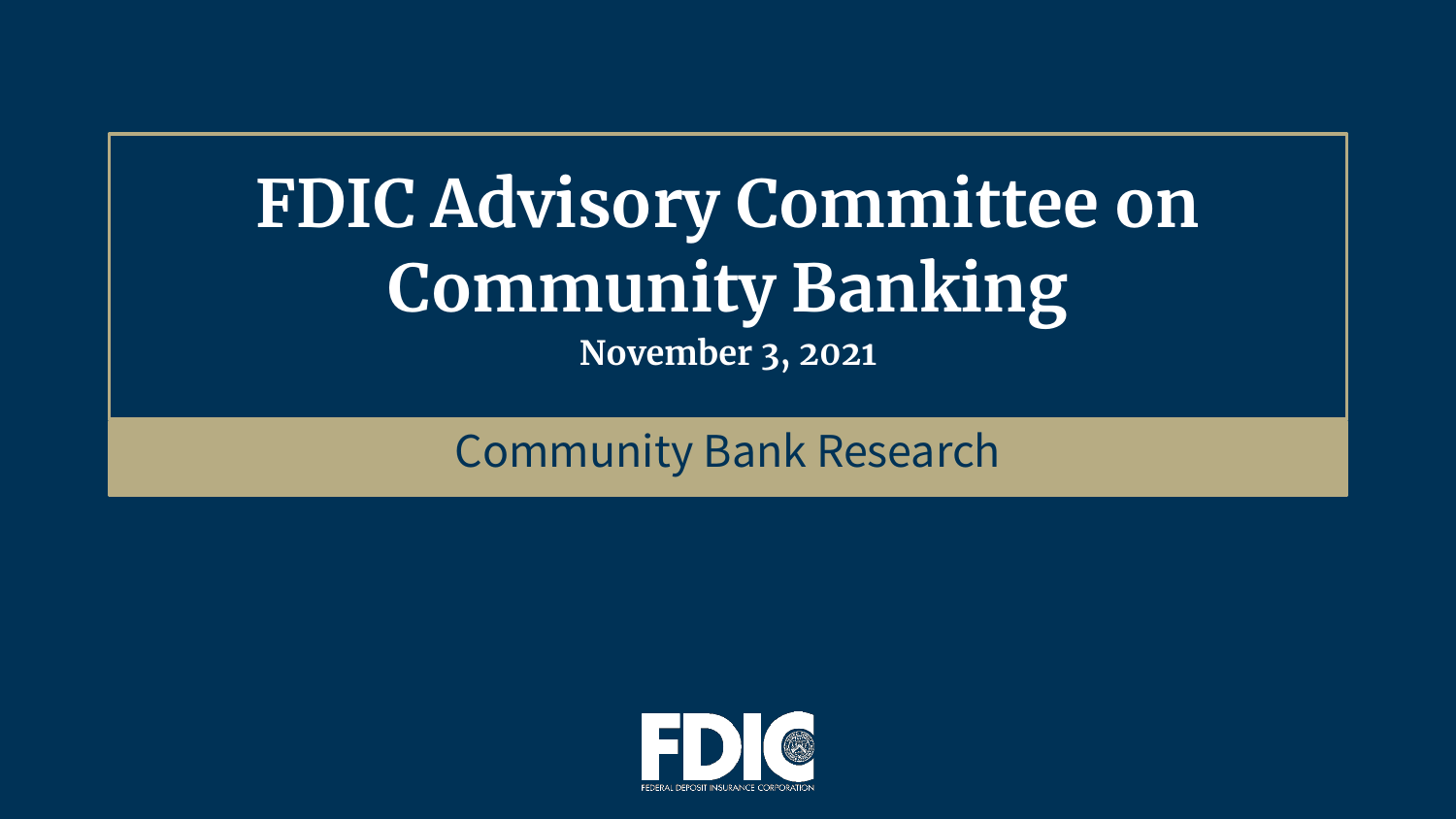# FDIC Advisory Committee on Community Banking

**November 3, 2021**

Community Bank Research

FDIC

FEDERAL DEPOSIT INSURANCE CORPORATION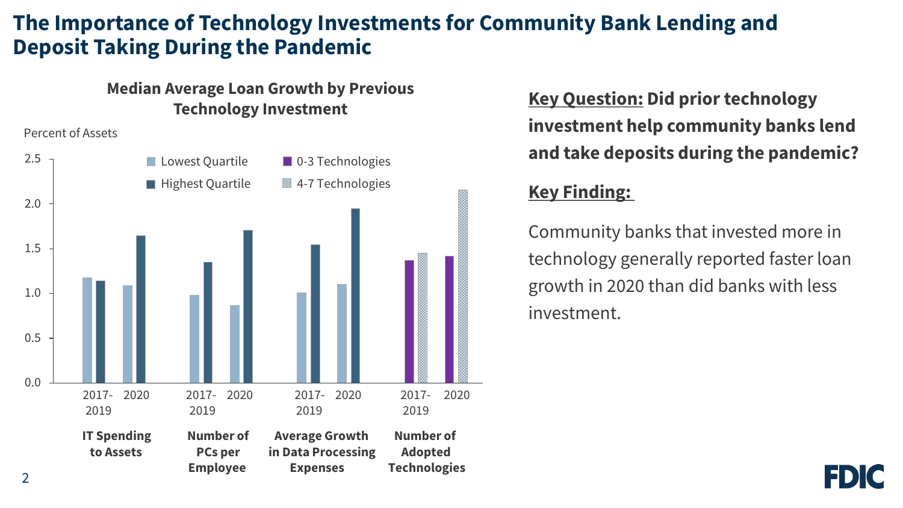# The Importance of Technology Investments for Community Bank Lending and Deposit Taking During the Pandemic

**Median Average Loan Growth by Previous Technology Investment**

Percent of Assets

| | | Lowest Quartile / 0-3 Technologies | Highest Quartile / 4-7 Technologies |
|---|---|---|---|
| IT Spending to Assets | 2017-2019 | 1.18 | 1.14 |
| | 2020 | 1.09 | 1.65 |
| Number of PCs per Employee | 2017-2019 | 0.98 | 1.35 |
| | 2020 | 0.87 | 1.71 |
| Average Growth in Data Processing Expenses | 2017-2019 | 1.01 | 1.55 |
| | 2020 | 1.10 | 1.95 |
| Number of Adopted Technologies | 2017-2019 | 1.37 | 1.45 |
| | 2020 | 1.42 | 2.16 |

**Key Question:** Did prior technology investment help community banks lend and take deposits during the pandemic?

**Key Finding:**

Community banks that invested more in technology generally reported faster loan growth in 2020 than did banks with less investment.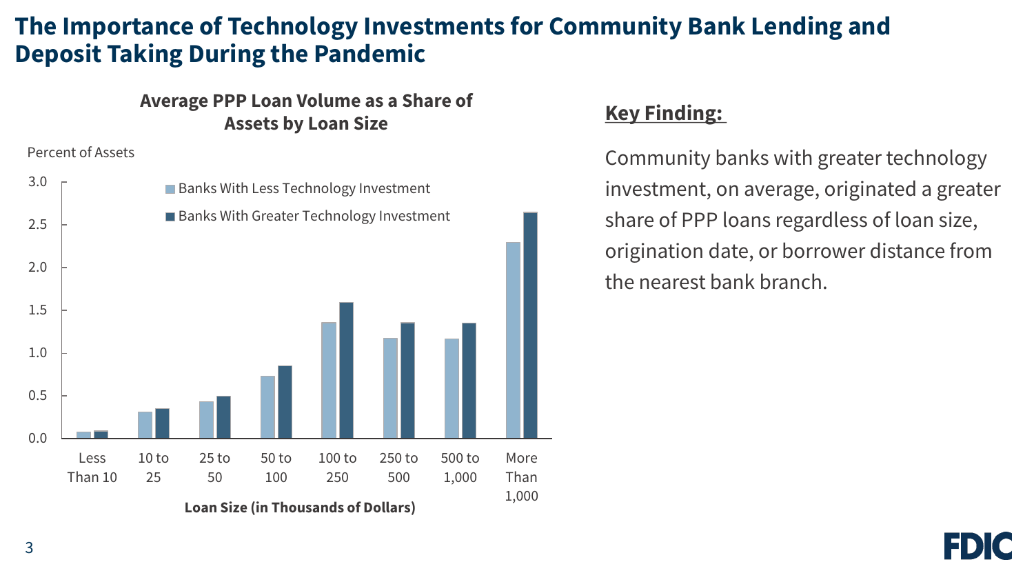# The Importance of Technology Investments for Community Bank Lending and Deposit Taking During the Pandemic

**Average PPP Loan Volume as a Share of Assets by Loan Size**

Percent of Assets

3.0
2.5
2.0
1.5
1.0
0.5
0.0

Banks With Less Technology Investment
Banks With Greater Technology Investment

Less Than 10
10 to 25
25 to 50
50 to 100
100 to 250
250 to 500
500 to 1,000
More Than 1,000

**Loan Size (in Thousands of Dollars)**

## Key Finding:

Community banks with greater technology investment, on average, originated a greater share of PPP loans regardless of loan size, origination date, or borrower distance from the nearest bank branch.

FDIC